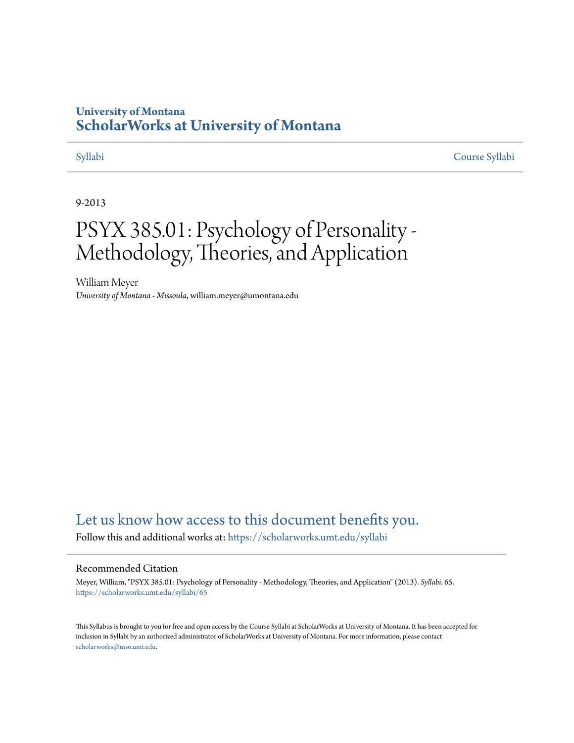University of Montana

# ScholarWorks at University of Montana

Syllabi

Course Syllabi

9-2013

# PSYX 385.01: Psychology of Personality - Methodology, Theories, and Application

William Meyer

*University of Montana - Missoula*, william.meyer@umontana.edu

Let us know how access to this document benefits you.

Follow this and additional works at: https://scholarworks.umt.edu/syllabi

## Recommended Citation

Meyer, William, "PSYX 385.01: Psychology of Personality - Methodology, Theories, and Application" (2013). *Syllabi*. 65.
https://scholarworks.umt.edu/syllabi/65

This Syllabus is brought to you for free and open access by the Course Syllabi at ScholarWorks at University of Montana. It has been accepted for inclusion in Syllabi by an authorized administrator of ScholarWorks at University of Montana. For more information, please contact scholarworks@mso.umt.edu.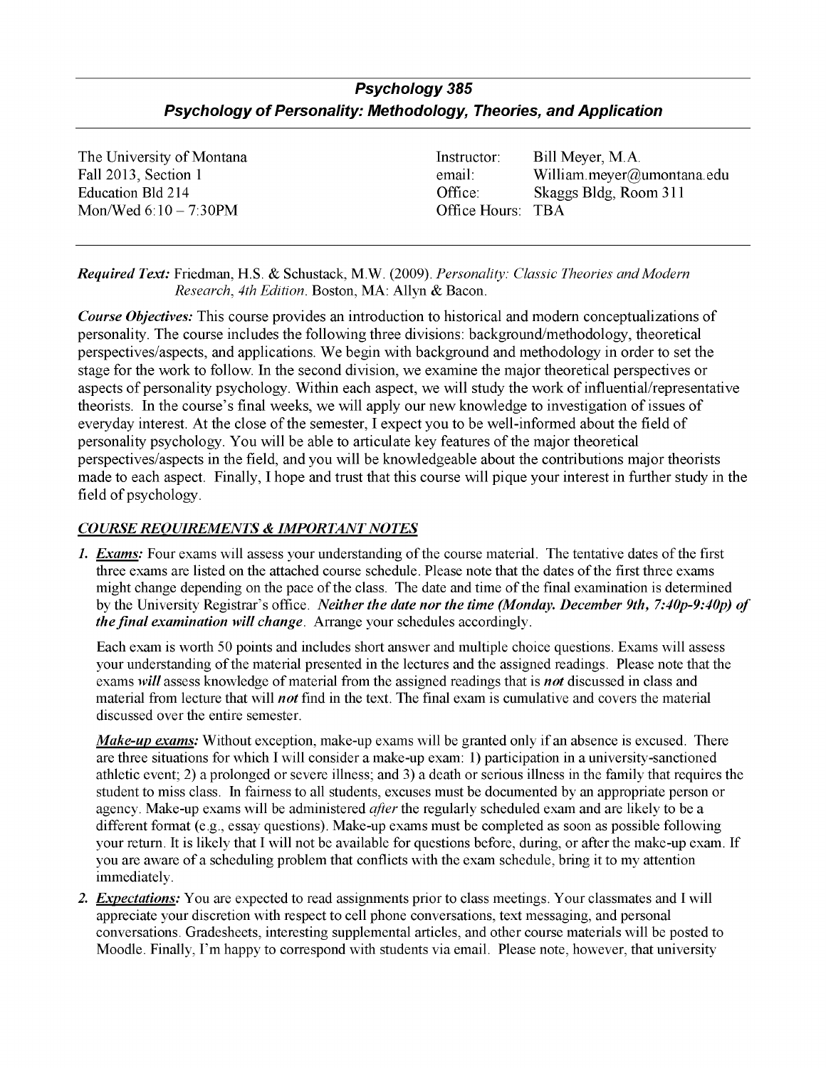# *Psychology 385*
## *Psychology of Personality: Methodology, Theories, and Application*

The University of Montana
Fall 2013, Section 1
Education Bld 214
Mon/Wed 6:10 – 7:30PM

Instructor: Bill Meyer, M.A.
email: William.meyer@umontana.edu
Office: Skaggs Bldg, Room 311
Office Hours: TBA

***Required Text:*** Friedman, H.S. & Schustack, M.W. (2009). *Personality: Classic Theories and Modern Research, 4th Edition*. Boston, MA: Allyn & Bacon.

***Course Objectives:*** This course provides an introduction to historical and modern conceptualizations of personality. The course includes the following three divisions: background/methodology, theoretical perspectives/aspects, and applications. We begin with background and methodology in order to set the stage for the work to follow. In the second division, we examine the major theoretical perspectives or aspects of personality psychology. Within each aspect, we will study the work of influential/representative theorists. In the course's final weeks, we will apply our new knowledge to investigation of issues of everyday interest. At the close of the semester, I expect you to be well-informed about the field of personality psychology. You will be able to articulate key features of the major theoretical perspectives/aspects in the field, and you will be knowledgeable about the contributions major theorists made to each aspect. Finally, I hope and trust that this course will pique your interest in further study in the field of psychology.

### ***COURSE REQUIREMENTS & IMPORTANT NOTES***

1. ***Exams:*** Four exams will assess your understanding of the course material. The tentative dates of the first three exams are listed on the attached course schedule. Please note that the dates of the first three exams might change depending on the pace of the class. The date and time of the final examination is determined by the University Registrar's office. ***Neither the date nor the time (Monday. December 9th, 7:40p-9:40p) of the final examination will change***. Arrange your schedules accordingly.

   Each exam is worth 50 points and includes short answer and multiple choice questions. Exams will assess your understanding of the material presented in the lectures and the assigned readings. Please note that the exams ***will*** assess knowledge of material from the assigned readings that is ***not*** discussed in class and material from lecture that will ***not*** find in the text. The final exam is cumulative and covers the material discussed over the entire semester.

   ***Make-up exams:*** Without exception, make-up exams will be granted only if an absence is excused. There are three situations for which I will consider a make-up exam: 1) participation in a university-sanctioned athletic event; 2) a prolonged or severe illness; and 3) a death or serious illness in the family that requires the student to miss class. In fairness to all students, excuses must be documented by an appropriate person or agency. Make-up exams will be administered *after* the regularly scheduled exam and are likely to be a different format (e.g., essay questions). Make-up exams must be completed as soon as possible following your return. It is likely that I will not be available for questions before, during, or after the make-up exam. If you are aware of a scheduling problem that conflicts with the exam schedule, bring it to my attention immediately.

2. ***Expectations:*** You are expected to read assignments prior to class meetings. Your classmates and I will appreciate your discretion with respect to cell phone conversations, text messaging, and personal conversations. Gradesheets, interesting supplemental articles, and other course materials will be posted to Moodle. Finally, I'm happy to correspond with students via email. Please note, however, that university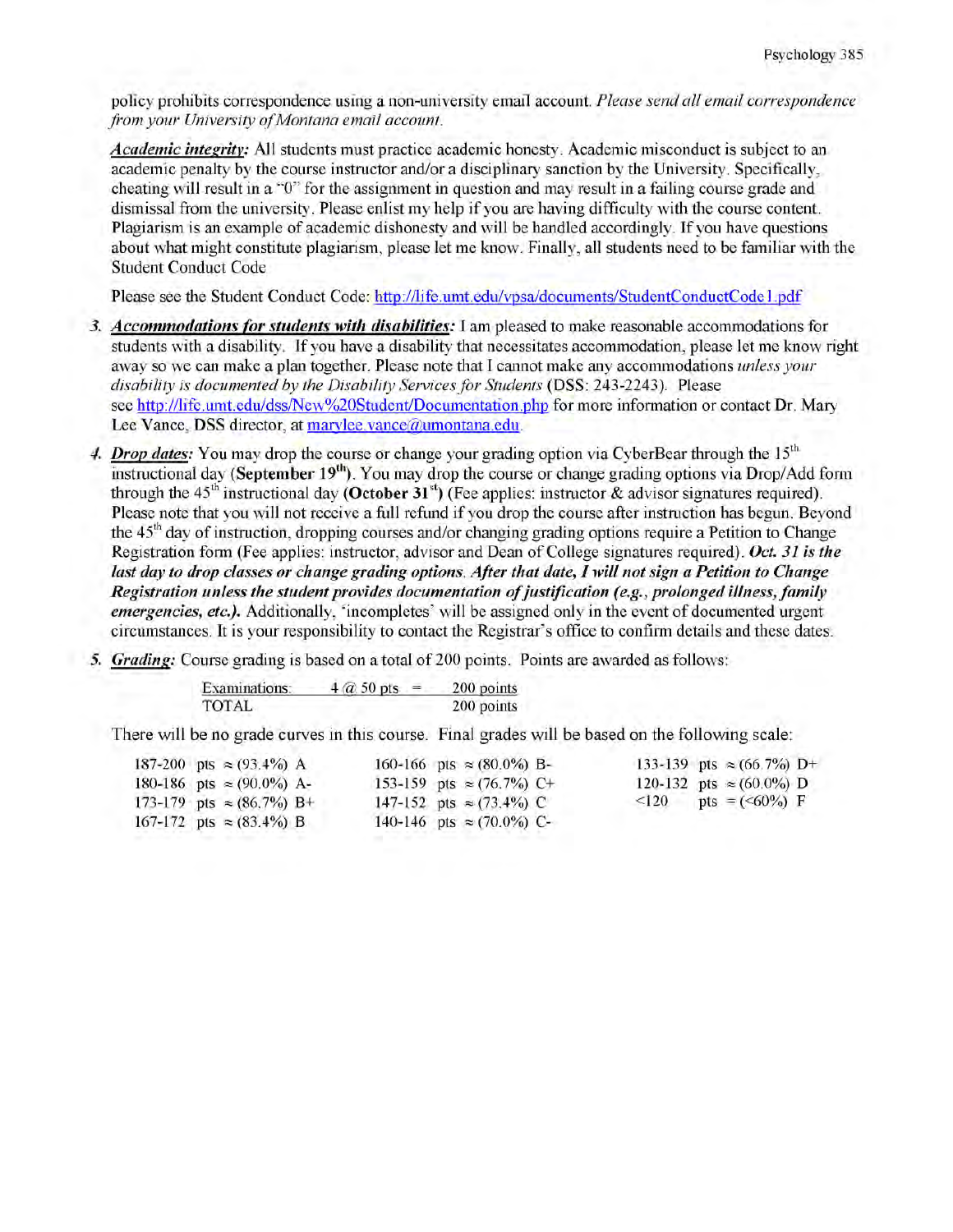policy prohibits correspondence using a non-university email account. *Please send all email correspondence from your University of Montana email account.*

***Academic integrity:*** All students must practice academic honesty. Academic misconduct is subject to an academic penalty by the course instructor and/or a disciplinary sanction by the University. Specifically, cheating will result in a "0" for the assignment in question and may result in a failing course grade and dismissal from the university. Please enlist my help if you are having difficulty with the course content. Plagiarism is an example of academic dishonesty and will be handled accordingly. If you have questions about what might constitute plagiarism, please let me know. Finally, all students need to be familiar with the Student Conduct Code

Please see the Student Conduct Code: http://life.umt.edu/vpsa/documents/StudentConductCode1.pdf

3. ***Accommodations for students with disabilities:*** I am pleased to make reasonable accommodations for students with a disability. If you have a disability that necessitates accommodation, please let me know right away so we can make a plan together. Please note that I cannot make any accommodations *unless your disability is documented by the Disability Services for Students* (DSS: 243-2243). Please see http://life.umt.edu/dss/New%20Student/Documentation.php for more information or contact Dr. Mary Lee Vance, DSS director, at marylee.vance@umontana.edu.

4. ***Drop dates:*** You may drop the course or change your grading option via CyberBear through the 15th instructional day (**September 19th**). You may drop the course or change grading options via Drop/Add form through the 45th instructional day **(October 31st)** (Fee applies: instructor & advisor signatures required). Please note that you will not receive a full refund if you drop the course after instruction has begun. Beyond the 45th day of instruction, dropping courses and/or changing grading options require a Petition to Change Registration form (Fee applies: instructor, advisor and Dean of College signatures required). ***Oct. 31 is the last day to drop classes or change grading options. After that date, I will not sign a Petition to Change Registration unless the student provides documentation of justification (e.g., prolonged illness, family emergencies, etc.).*** Additionally, 'incompletes' will be assigned only in the event of documented urgent circumstances. It is your responsibility to contact the Registrar's office to confirm details and these dates.

5. ***Grading:*** Course grading is based on a total of 200 points. Points are awarded as follows:

| Examinations: | 4 @ 50 pts = | 200 points |
|---|---|---|
| TOTAL | | 200 points |

There will be no grade curves in this course. Final grades will be based on the following scale:

| Points | Percent | Grade |
|---|---|---|
| 187-200 pts | ≈ (93.4%) | A |
| 180-186 pts | ≈ (90.0%) | A- |
| 173-179 pts | ≈ (86.7%) | B+ |
| 167-172 pts | ≈ (83.4%) | B |
| 160-166 pts | ≈ (80.0%) | B- |
| 153-159 pts | ≈ (76.7%) | C+ |
| 147-152 pts | ≈ (73.4%) | C |
| 140-146 pts | ≈ (70.0%) | C- |
| 133-139 pts | ≈ (66.7%) | D+ |
| 120-132 pts | ≈ (60.0%) | D |
| <120 pts | = (<60%) | F |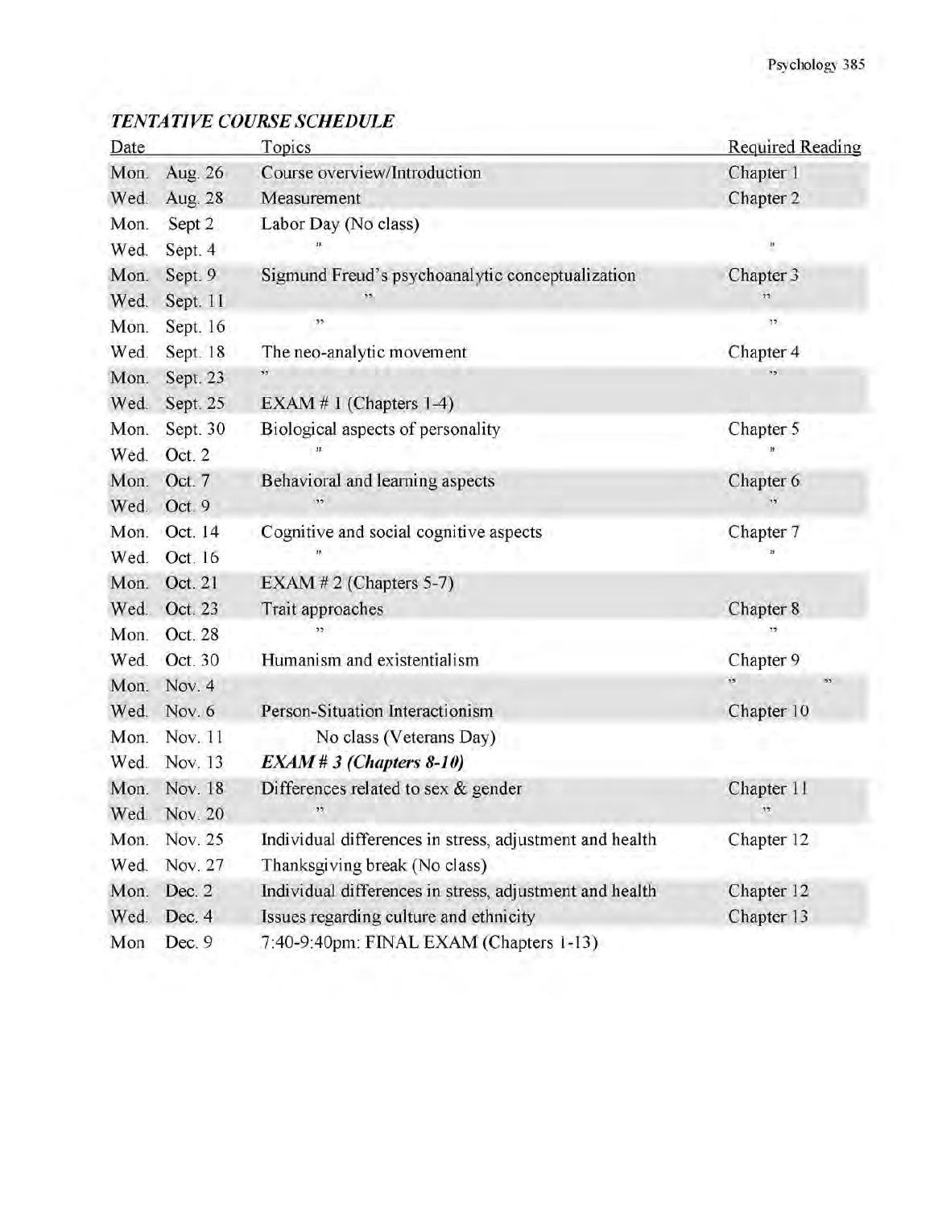### *TENTATIVE COURSE SCHEDULE*

| Date | | Topics | Required Reading |
|---|---|---|---|
| Mon. | Aug. 26 | Course overview/Introduction | Chapter 1 |
| Wed. | Aug. 28 | Measurement | Chapter 2 |
| Mon. | Sept 2 | Labor Day (No class) | |
| Wed. | Sept. 4 | " | " |
| Mon. | Sept. 9 | Sigmund Freud's psychoanalytic conceptualization | Chapter 3 |
| Wed. | Sept. 11 | " | " |
| Mon. | Sept. 16 | " | " |
| Wed. | Sept. 18 | The neo-analytic movement | Chapter 4 |
| Mon. | Sept. 23 | " | " |
| Wed. | Sept. 25 | EXAM # 1 (Chapters 1-4) | |
| Mon. | Sept. 30 | Biological aspects of personality | Chapter 5 |
| Wed. | Oct. 2 | " | " |
| Mon. | Oct. 7 | Behavioral and learning aspects | Chapter 6 |
| Wed. | Oct. 9 | " | " |
| Mon. | Oct. 14 | Cognitive and social cognitive aspects | Chapter 7 |
| Wed. | Oct. 16 | " | " |
| Mon. | Oct. 21 | EXAM # 2 (Chapters 5-7) | |
| Wed. | Oct. 23 | Trait approaches | Chapter 8 |
| Mon. | Oct. 28 | " | " |
| Wed. | Oct. 30 | Humanism and existentialism | Chapter 9 |
| Mon. | Nov. 4 | | " " |
| Wed. | Nov. 6 | Person-Situation Interactionism | Chapter 10 |
| Mon. | Nov. 11 | No class (Veterans Day) | |
| Wed. | Nov. 13 | ***EXAM # 3 (Chapters 8-10)*** | |
| Mon. | Nov. 18 | Differences related to sex & gender | Chapter 11 |
| Wed. | Nov. 20 | " | " |
| Mon. | Nov. 25 | Individual differences in stress, adjustment and health | Chapter 12 |
| Wed. | Nov. 27 | Thanksgiving break (No class) | |
| Mon. | Dec. 2 | Individual differences in stress, adjustment and health | Chapter 12 |
| Wed. | Dec. 4 | Issues regarding culture and ethnicity | Chapter 13 |
| Mon | Dec. 9 | 7:40-9:40pm: FINAL EXAM (Chapters 1-13) | |